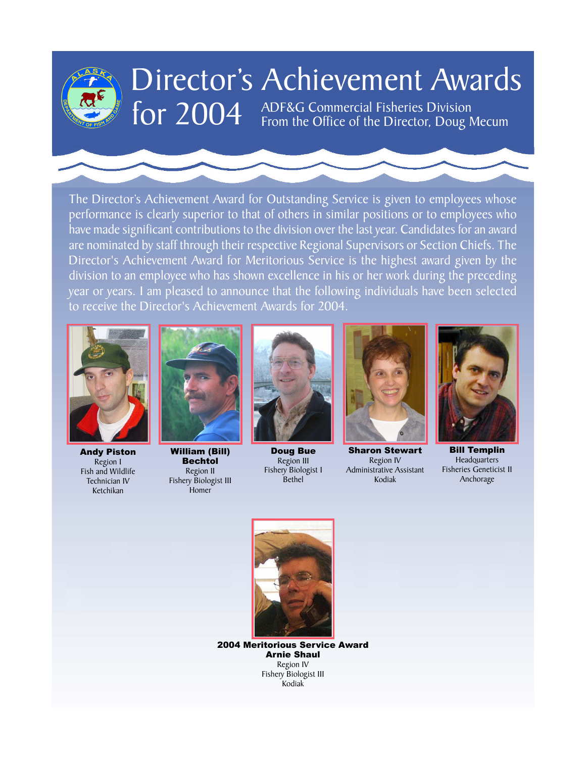# Director's Achievement Awards for 2004

ADF&G Commercial Fisheries Division
From the Office of the Director, Doug Mecum

The Director's Achievement Award for Outstanding Service is given to employees whose performance is clearly superior to that of others in similar positions or to employees who have made significant contributions to the division over the last year. Candidates for an award are nominated by staff through their respective Regional Supervisors or Section Chiefs. The Director's Achievement Award for Meritorious Service is the highest award given by the division to an employee who has shown excellence in his or her work during the preceding year or years. I am pleased to announce that the following individuals have been selected to receive the Director's Achievement Awards for 2004.

**Andy Piston**
Region I
Fish and Wildlife Technician IV
Ketchikan

**William (Bill) Bechtol**
Region II
Fishery Biologist III
Homer

**Doug Bue**
Region III
Fishery Biologist I
Bethel

**Sharon Stewart**
Region IV
Administrative Assistant
Kodiak

**Bill Templin**
Headquarters
Fisheries Geneticist II
Anchorage

**2004 Meritorious Service Award**
**Arnie Shaul**
Region IV
Fishery Biologist III
Kodiak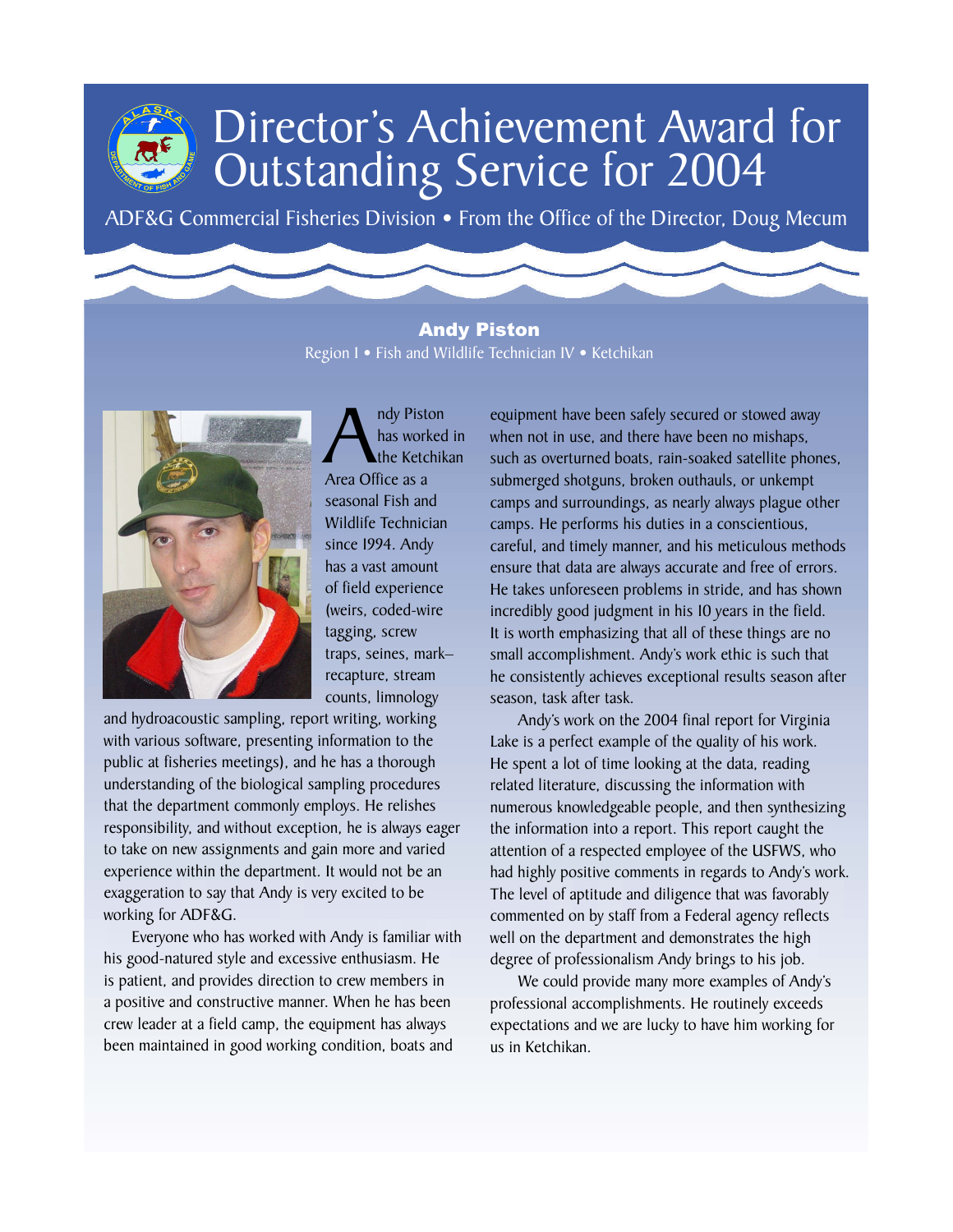# Director's Achievement Award for Outstanding Service for 2004

ADF&G Commercial Fisheries Division • From the Office of the Director, Doug Mecum

## Andy Piston

Region I • Fish and Wildlife Technician IV • Ketchikan

Andy Piston has worked in the Ketchikan Area Office as a seasonal Fish and Wildlife Technician since 1994. Andy has a vast amount of field experience (weirs, coded-wire tagging, screw traps, seines, mark–recapture, stream counts, limnology and hydroacoustic sampling, report writing, working with various software, presenting information to the public at fisheries meetings), and he has a thorough understanding of the biological sampling procedures that the department commonly employs. He relishes responsibility, and without exception, he is always eager to take on new assignments and gain more and varied experience within the department. It would not be an exaggeration to say that Andy is very excited to be working for ADF&G.

Everyone who has worked with Andy is familiar with his good-natured style and excessive enthusiasm. He is patient, and provides direction to crew members in a positive and constructive manner. When he has been crew leader at a field camp, the equipment has always been maintained in good working condition, boats and equipment have been safely secured or stowed away when not in use, and there have been no mishaps, such as overturned boats, rain-soaked satellite phones, submerged shotguns, broken outhauls, or unkempt camps and surroundings, as nearly always plague other camps. He performs his duties in a conscientious, careful, and timely manner, and his meticulous methods ensure that data are always accurate and free of errors. He takes unforeseen problems in stride, and has shown incredibly good judgment in his 10 years in the field. It is worth emphasizing that all of these things are no small accomplishment. Andy's work ethic is such that he consistently achieves exceptional results season after season, task after task.

Andy's work on the 2004 final report for Virginia Lake is a perfect example of the quality of his work. He spent a lot of time looking at the data, reading related literature, discussing the information with numerous knowledgeable people, and then synthesizing the information into a report. This report caught the attention of a respected employee of the USFWS, who had highly positive comments in regards to Andy's work. The level of aptitude and diligence that was favorably commented on by staff from a Federal agency reflects well on the department and demonstrates the high degree of professionalism Andy brings to his job.

We could provide many more examples of Andy's professional accomplishments. He routinely exceeds expectations and we are lucky to have him working for us in Ketchikan.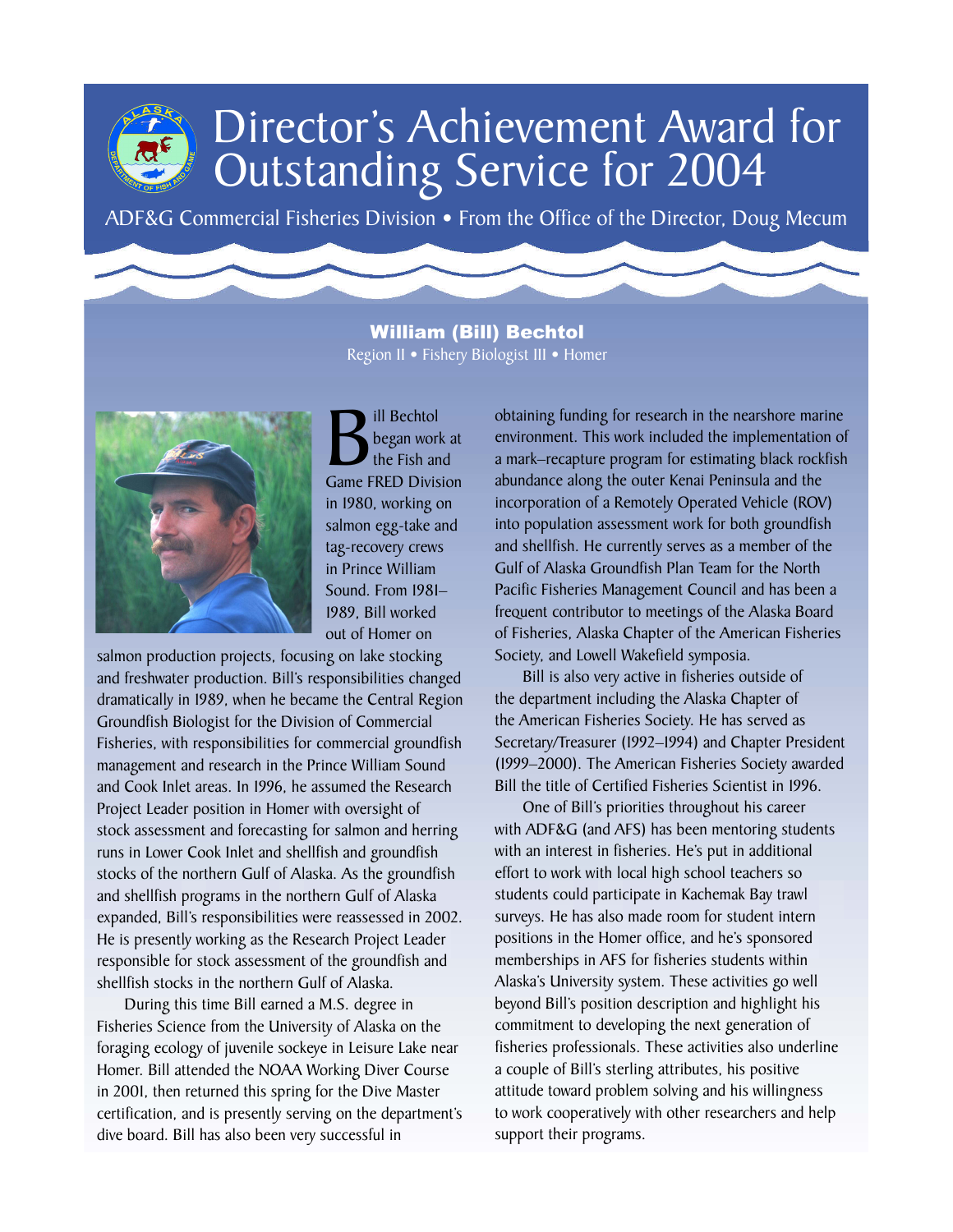# Director's Achievement Award for Outstanding Service for 2004

ADF&G Commercial Fisheries Division • From the Office of the Director, Doug Mecum

## William (Bill) Bechtol

Region II • Fishery Biologist III • Homer

Bill Bechtol began work at the Fish and Game FRED Division in 1980, working on salmon egg-take and tag-recovery crews in Prince William Sound. From 1981–1989, Bill worked out of Homer on salmon production projects, focusing on lake stocking and freshwater production. Bill's responsibilities changed dramatically in 1989, when he became the Central Region Groundfish Biologist for the Division of Commercial Fisheries, with responsibilities for commercial groundfish management and research in the Prince William Sound and Cook Inlet areas. In 1996, he assumed the Research Project Leader position in Homer with oversight of stock assessment and forecasting for salmon and herring runs in Lower Cook Inlet and shellfish and groundfish stocks of the northern Gulf of Alaska. As the groundfish and shellfish programs in the northern Gulf of Alaska expanded, Bill's responsibilities were reassessed in 2002. He is presently working as the Research Project Leader responsible for stock assessment of the groundfish and shellfish stocks in the northern Gulf of Alaska.

During this time Bill earned a M.S. degree in Fisheries Science from the University of Alaska on the foraging ecology of juvenile sockeye in Leisure Lake near Homer. Bill attended the NOAA Working Diver Course in 2001, then returned this spring for the Dive Master certification, and is presently serving on the department's dive board. Bill has also been very successful in obtaining funding for research in the nearshore marine environment. This work included the implementation of a mark–recapture program for estimating black rockfish abundance along the outer Kenai Peninsula and the incorporation of a Remotely Operated Vehicle (ROV) into population assessment work for both groundfish and shellfish. He currently serves as a member of the Gulf of Alaska Groundfish Plan Team for the North Pacific Fisheries Management Council and has been a frequent contributor to meetings of the Alaska Board of Fisheries, Alaska Chapter of the American Fisheries Society, and Lowell Wakefield symposia.

Bill is also very active in fisheries outside of the department including the Alaska Chapter of the American Fisheries Society. He has served as Secretary/Treasurer (1992–1994) and Chapter President (1999–2000). The American Fisheries Society awarded Bill the title of Certified Fisheries Scientist in 1996.

One of Bill's priorities throughout his career with ADF&G (and AFS) has been mentoring students with an interest in fisheries. He's put in additional effort to work with local high school teachers so students could participate in Kachemak Bay trawl surveys. He has also made room for student intern positions in the Homer office, and he's sponsored memberships in AFS for fisheries students within Alaska's University system. These activities go well beyond Bill's position description and highlight his commitment to developing the next generation of fisheries professionals. These activities also underline a couple of Bill's sterling attributes, his positive attitude toward problem solving and his willingness to work cooperatively with other researchers and help support their programs.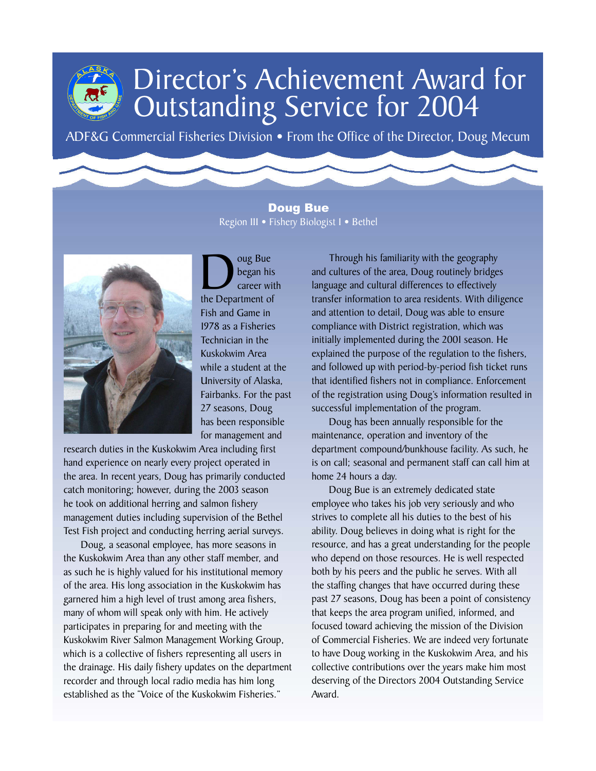# Director's Achievement Award for Outstanding Service for 2004

ADF&G Commercial Fisheries Division • From the Office of the Director, Doug Mecum

## Doug Bue

Region III • Fishery Biologist I • Bethel

Doug Bue began his career with the Department of Fish and Game in 1978 as a Fisheries Technician in the Kuskokwim Area while a student at the University of Alaska, Fairbanks. For the past 27 seasons, Doug has been responsible for management and research duties in the Kuskokwim Area including first hand experience on nearly every project operated in the area. In recent years, Doug has primarily conducted catch monitoring; however, during the 2003 season he took on additional herring and salmon fishery management duties including supervision of the Bethel Test Fish project and conducting herring aerial surveys.

Doug, a seasonal employee, has more seasons in the Kuskokwim Area than any other staff member, and as such he is highly valued for his institutional memory of the area. His long association in the Kuskokwim has garnered him a high level of trust among area fishers, many of whom will speak only with him. He actively participates in preparing for and meeting with the Kuskokwim River Salmon Management Working Group, which is a collective of fishers representing all users in the drainage. His daily fishery updates on the department recorder and through local radio media has him long established as the "Voice of the Kuskokwim Fisheries."

Through his familiarity with the geography and cultures of the area, Doug routinely bridges language and cultural differences to effectively transfer information to area residents. With diligence and attention to detail, Doug was able to ensure compliance with District registration, which was initially implemented during the 2001 season. He explained the purpose of the regulation to the fishers, and followed up with period-by-period fish ticket runs that identified fishers not in compliance. Enforcement of the registration using Doug's information resulted in successful implementation of the program.

Doug has been annually responsible for the maintenance, operation and inventory of the department compound/bunkhouse facility. As such, he is on call; seasonal and permanent staff can call him at home 24 hours a day.

Doug Bue is an extremely dedicated state employee who takes his job very seriously and who strives to complete all his duties to the best of his ability. Doug believes in doing what is right for the resource, and has a great understanding for the people who depend on those resources. He is well respected both by his peers and the public he serves. With all the staffing changes that have occurred during these past 27 seasons, Doug has been a point of consistency that keeps the area program unified, informed, and focused toward achieving the mission of the Division of Commercial Fisheries. We are indeed very fortunate to have Doug working in the Kuskokwim Area, and his collective contributions over the years make him most deserving of the Directors 2004 Outstanding Service Award.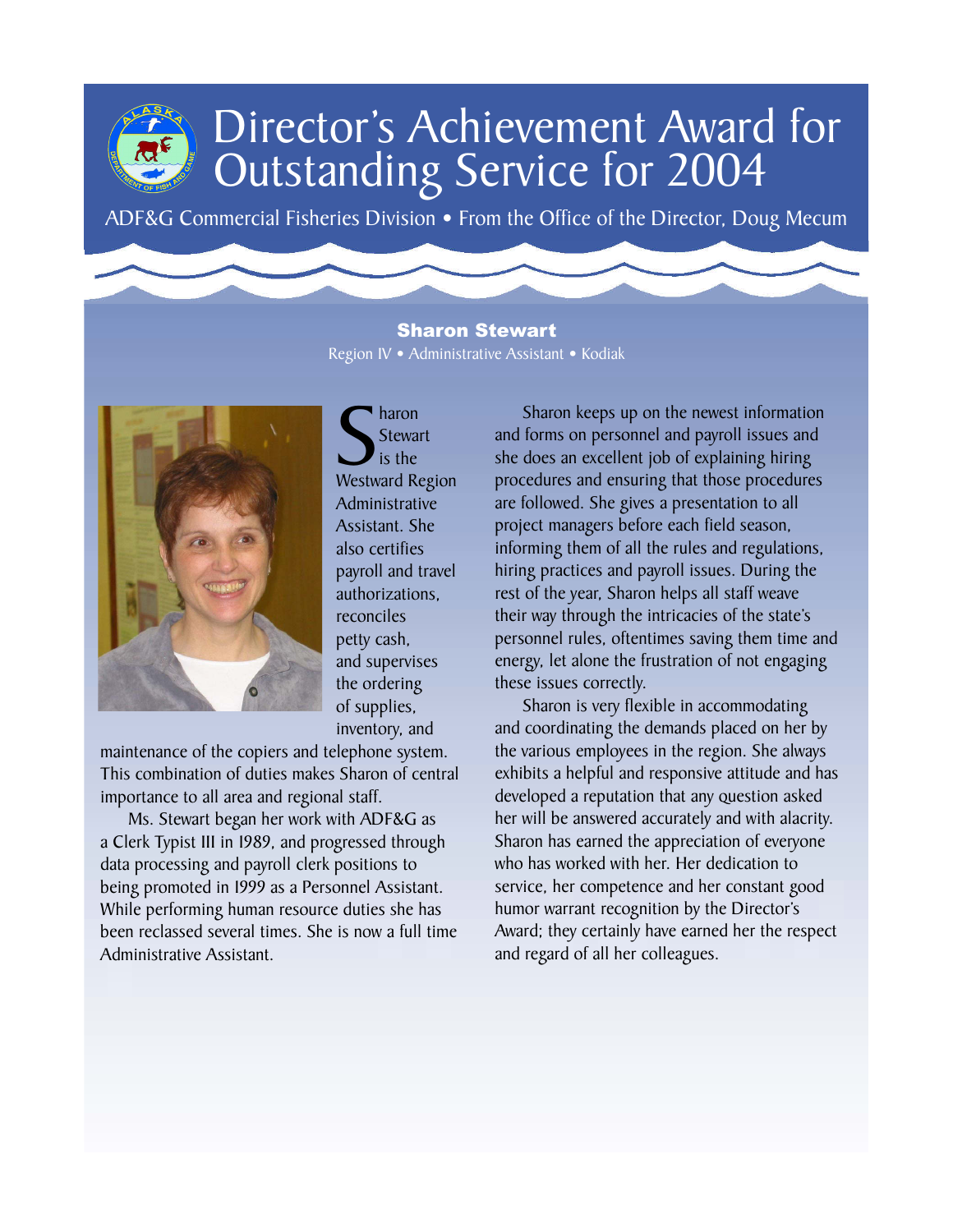# Director's Achievement Award for Outstanding Service for 2004

ADF&G Commercial Fisheries Division • From the Office of the Director, Doug Mecum

## Sharon Stewart

Region IV • Administrative Assistant • Kodiak

Sharon Stewart is the Westward Region Administrative Assistant. She also certifies payroll and travel authorizations, reconciles petty cash, and supervises the ordering of supplies, inventory, and maintenance of the copiers and telephone system. This combination of duties makes Sharon of central importance to all area and regional staff.

Ms. Stewart began her work with ADF&G as a Clerk Typist III in 1989, and progressed through data processing and payroll clerk positions to being promoted in 1999 as a Personnel Assistant. While performing human resource duties she has been reclassed several times. She is now a full time Administrative Assistant.

Sharon keeps up on the newest information and forms on personnel and payroll issues and she does an excellent job of explaining hiring procedures and ensuring that those procedures are followed. She gives a presentation to all project managers before each field season, informing them of all the rules and regulations, hiring practices and payroll issues. During the rest of the year, Sharon helps all staff weave their way through the intricacies of the state's personnel rules, oftentimes saving them time and energy, let alone the frustration of not engaging these issues correctly.

Sharon is very flexible in accommodating and coordinating the demands placed on her by the various employees in the region. She always exhibits a helpful and responsive attitude and has developed a reputation that any question asked her will be answered accurately and with alacrity. Sharon has earned the appreciation of everyone who has worked with her. Her dedication to service, her competence and her constant good humor warrant recognition by the Director's Award; they certainly have earned her the respect and regard of all her colleagues.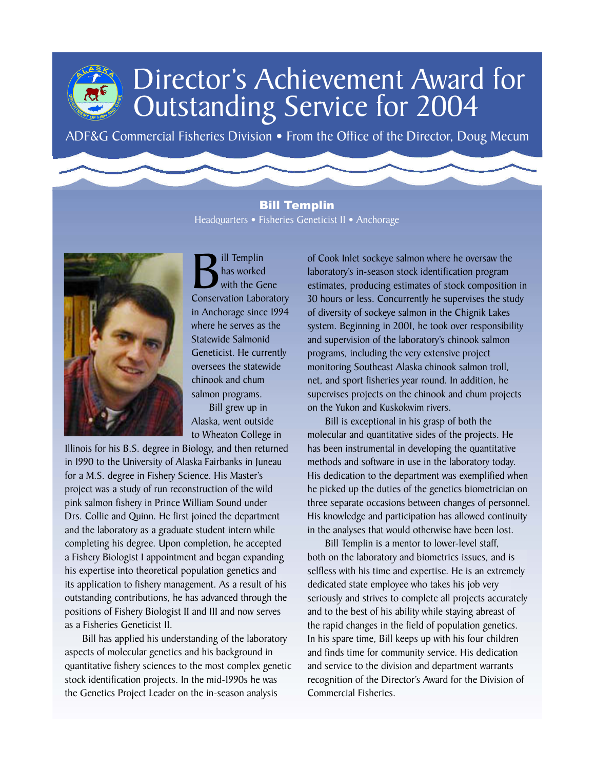# Director's Achievement Award for Outstanding Service for 2004

ADF&G Commercial Fisheries Division • From the Office of the Director, Doug Mecum

## Bill Templin

Headquarters • Fisheries Geneticist II • Anchorage

Bill Templin has worked with the Gene Conservation Laboratory in Anchorage since 1994 where he serves as the Statewide Salmonid Geneticist. He currently oversees the statewide chinook and chum salmon programs.

Bill grew up in Alaska, went outside to Wheaton College in Illinois for his B.S. degree in Biology, and then returned in 1990 to the University of Alaska Fairbanks in Juneau for a M.S. degree in Fishery Science. His Master's project was a study of run reconstruction of the wild pink salmon fishery in Prince William Sound under Drs. Collie and Quinn. He first joined the department and the laboratory as a graduate student intern while completing his degree. Upon completion, he accepted a Fishery Biologist I appointment and began expanding his expertise into theoretical population genetics and its application to fishery management. As a result of his outstanding contributions, he has advanced through the positions of Fishery Biologist II and III and now serves as a Fisheries Geneticist II.

Bill has applied his understanding of the laboratory aspects of molecular genetics and his background in quantitative fishery sciences to the most complex genetic stock identification projects. In the mid-1990s he was the Genetics Project Leader on the in-season analysis of Cook Inlet sockeye salmon where he oversaw the laboratory's in-season stock identification program estimates, producing estimates of stock composition in 30 hours or less. Concurrently he supervises the study of diversity of sockeye salmon in the Chignik Lakes system. Beginning in 2001, he took over responsibility and supervision of the laboratory's chinook salmon programs, including the very extensive project monitoring Southeast Alaska chinook salmon troll, net, and sport fisheries year round. In addition, he supervises projects on the chinook and chum projects on the Yukon and Kuskokwim rivers.

Bill is exceptional in his grasp of both the molecular and quantitative sides of the projects. He has been instrumental in developing the quantitative methods and software in use in the laboratory today. His dedication to the department was exemplified when he picked up the duties of the genetics biometrician on three separate occasions between changes of personnel. His knowledge and participation has allowed continuity in the analyses that would otherwise have been lost.

Bill Templin is a mentor to lower-level staff, both on the laboratory and biometrics issues, and is selfless with his time and expertise. He is an extremely dedicated state employee who takes his job very seriously and strives to complete all projects accurately and to the best of his ability while staying abreast of the rapid changes in the field of population genetics. In his spare time, Bill keeps up with his four children and finds time for community service. His dedication and service to the division and department warrants recognition of the Director's Award for the Division of Commercial Fisheries.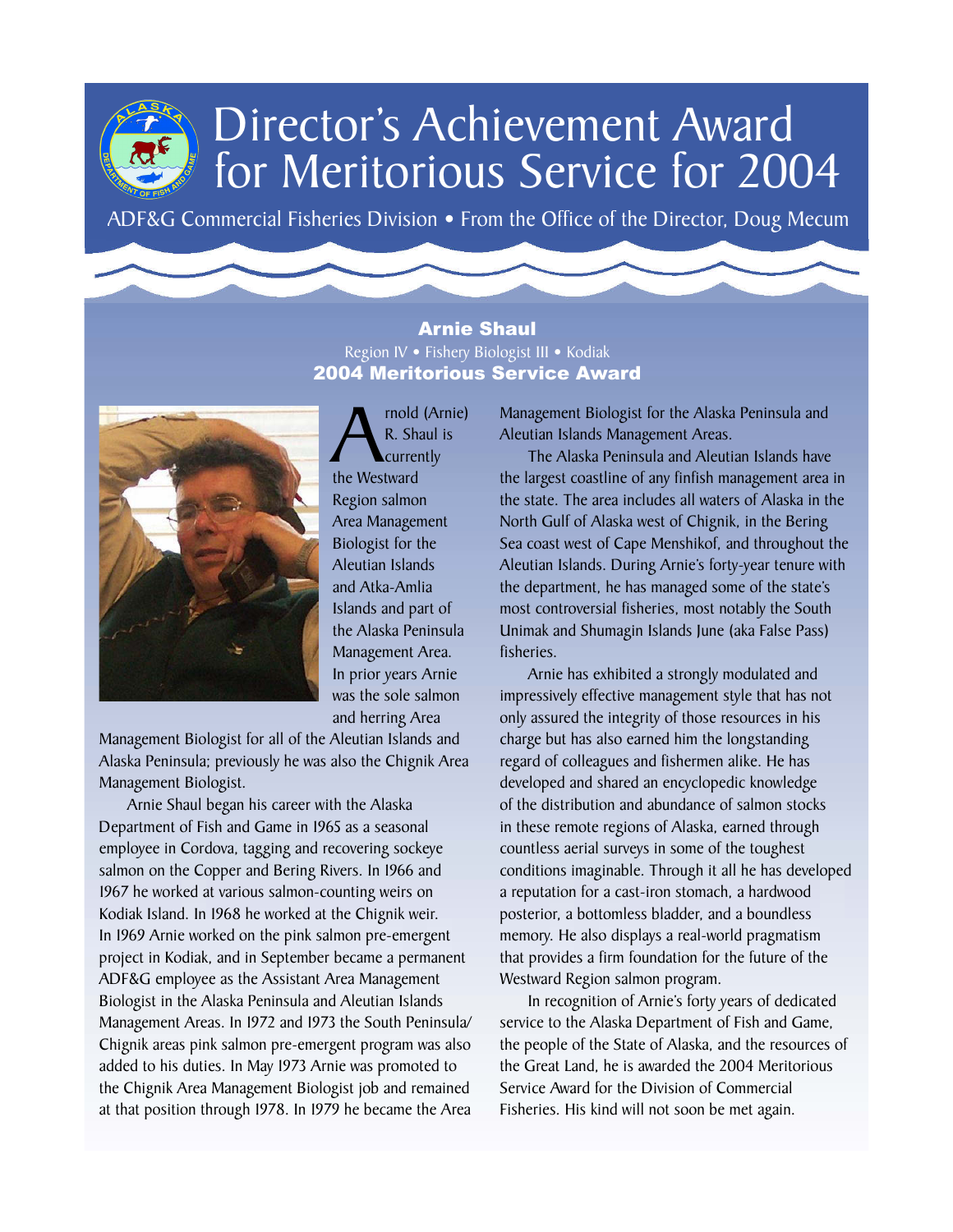# Director's Achievement Award for Meritorious Service for 2004

ADF&G Commercial Fisheries Division • From the Office of the Director, Doug Mecum

## Arnie Shaul

Region IV • Fishery Biologist III • Kodiak

**2004 Meritorious Service Award**

Arnold (Arnie) R. Shaul is currently the Westward Region salmon Area Management Biologist for the Aleutian Islands and Atka-Amlia Islands and part of the Alaska Peninsula Management Area. In prior years Arnie was the sole salmon and herring Area Management Biologist for all of the Aleutian Islands and Alaska Peninsula; previously he was also the Chignik Area Management Biologist.

Arnie Shaul began his career with the Alaska Department of Fish and Game in 1965 as a seasonal employee in Cordova, tagging and recovering sockeye salmon on the Copper and Bering Rivers. In 1966 and 1967 he worked at various salmon-counting weirs on Kodiak Island. In 1968 he worked at the Chignik weir. In 1969 Arnie worked on the pink salmon pre-emergent project in Kodiak, and in September became a permanent ADF&G employee as the Assistant Area Management Biologist in the Alaska Peninsula and Aleutian Islands Management Areas. In 1972 and 1973 the South Peninsula/Chignik areas pink salmon pre-emergent program was also added to his duties. In May 1973 Arnie was promoted to the Chignik Area Management Biologist job and remained at that position through 1978. In 1979 he became the Area Management Biologist for the Alaska Peninsula and Aleutian Islands Management Areas.

The Alaska Peninsula and Aleutian Islands have the largest coastline of any finfish management area in the state. The area includes all waters of Alaska in the North Gulf of Alaska west of Chignik, in the Bering Sea coast west of Cape Menshikof, and throughout the Aleutian Islands. During Arnie's forty-year tenure with the department, he has managed some of the state's most controversial fisheries, most notably the South Unimak and Shumagin Islands June (aka False Pass) fisheries.

Arnie has exhibited a strongly modulated and impressively effective management style that has not only assured the integrity of those resources in his charge but has also earned him the longstanding regard of colleagues and fishermen alike. He has developed and shared an encyclopedic knowledge of the distribution and abundance of salmon stocks in these remote regions of Alaska, earned through countless aerial surveys in some of the toughest conditions imaginable. Through it all he has developed a reputation for a cast-iron stomach, a hardwood posterior, a bottomless bladder, and a boundless memory. He also displays a real-world pragmatism that provides a firm foundation for the future of the Westward Region salmon program.

In recognition of Arnie's forty years of dedicated service to the Alaska Department of Fish and Game, the people of the State of Alaska, and the resources of the Great Land, he is awarded the 2004 Meritorious Service Award for the Division of Commercial Fisheries. His kind will not soon be met again.